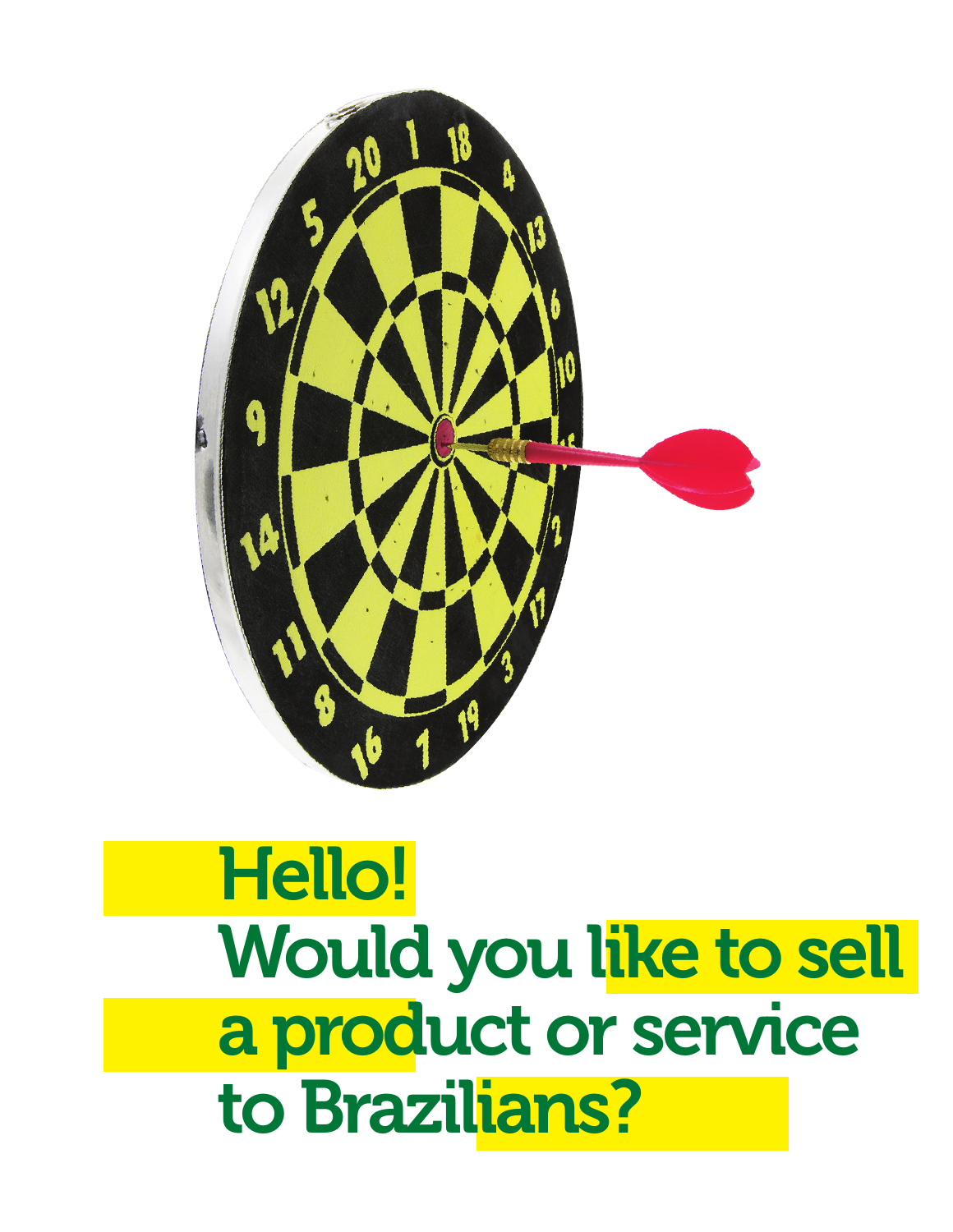# Hello!
# Would you like to sell a product or service to Brazilians?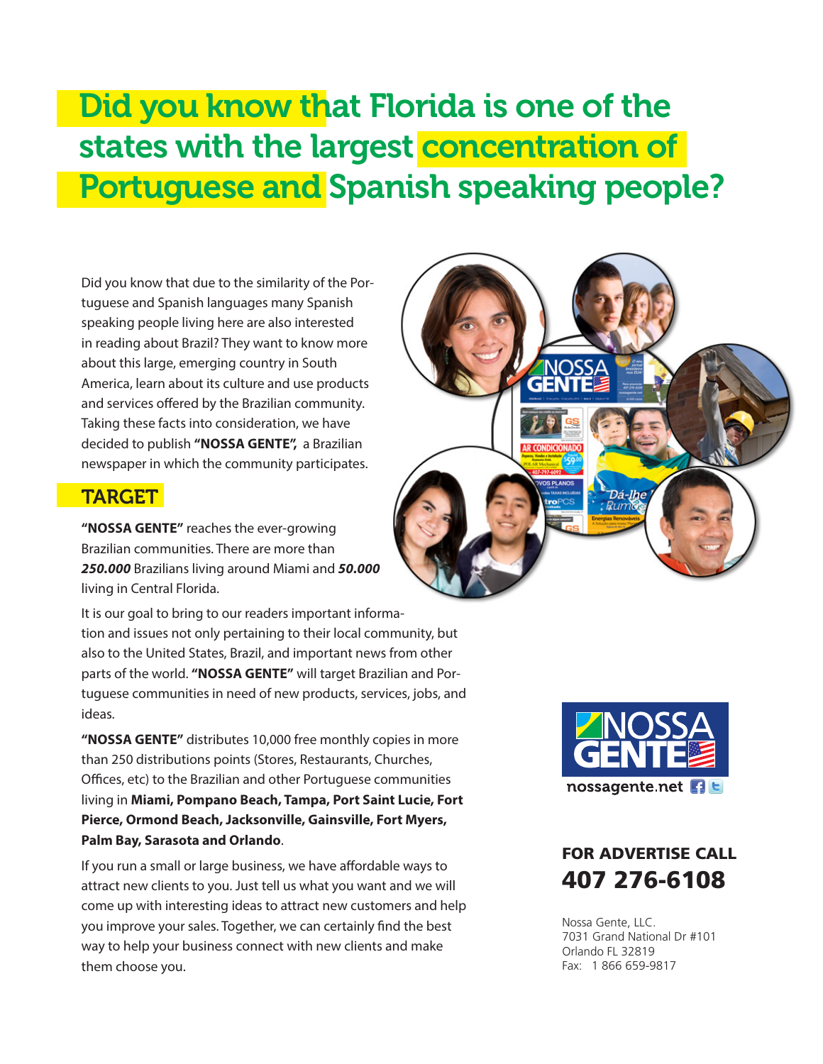# Did you know that Florida is one of the states with the largest concentration of Portuguese and Spanish speaking people?

Did you know that due to the similarity of the Portuguese and Spanish languages many Spanish speaking people living here are also interested in reading about Brazil? They want to know more about this large, emerging country in South America, learn about its culture and use products and services offered by the Brazilian community. Taking these facts into consideration, we have decided to publish **"NOSSA GENTE",** a Brazilian newspaper in which the community participates.

## TARGET

**"NOSSA GENTE"** reaches the ever-growing Brazilian communities. There are more than ***250.000*** Brazilians living around Miami and ***50.000*** living in Central Florida.

It is our goal to bring to our readers important information and issues not only pertaining to their local community, but also to the United States, Brazil, and important news from other parts of the world. **"NOSSA GENTE"** will target Brazilian and Portuguese communities in need of new products, services, jobs, and ideas.

**"NOSSA GENTE"** distributes 10,000 free monthly copies in more than 250 distributions points (Stores, Restaurants, Churches, Offices, etc) to the Brazilian and other Portuguese communities living in **Miami, Pompano Beach, Tampa, Port Saint Lucie, Fort Pierce, Ormond Beach, Jacksonville, Gainsville, Fort Myers, Palm Bay, Sarasota and Orlando**.

If you run a small or large business, we have affordable ways to attract new clients to you. Just tell us what you want and we will come up with interesting ideas to attract new customers and help you improve your sales. Together, we can certainly find the best way to help your business connect with new clients and make them choose you.

NOSSA GENTE

nossagente.net

**FOR ADVERTISE CALL**

**407 276-6108**

Nossa Gente, LLC.
7031 Grand National Dr #101
Orlando FL 32819
Fax: 1 866 659-9817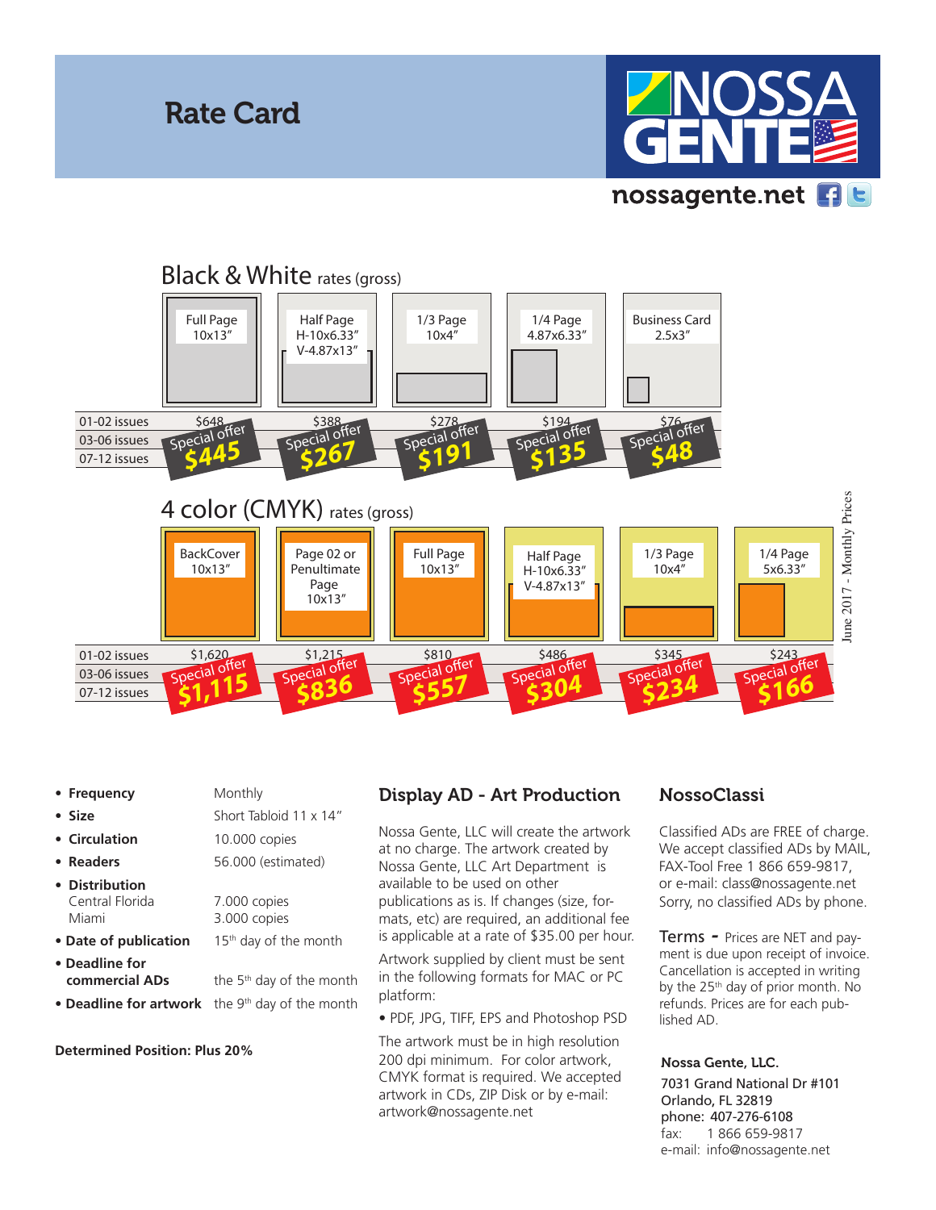# Rate Card

**NOSSA GENTE**

nossagente.net

## Black & White rates (gross)

| | Full Page 10x13" | Half Page H-10x6.33" V-4.87x13" | 1/3 Page 10x4" | 1/4 Page 4.87x6.33" | Business Card 2.5x3" |
|---|---|---|---|---|---|
| 01-02 issues | $648 | $388 | $278 | $194 | $76 |
| 03-06 issues | Special offer | Special offer | Special offer | Special offer | Special offer |
| 07-12 issues | $445 | $267 | $191 | $135 | $48 |

## 4 color (CMYK) rates (gross)

| | BackCover 10x13" | Page 02 or Penultimate Page 10x13" | Full Page 10x13" | Half Page H-10x6.33" V-4.87x13" | 1/3 Page 10x4" | 1/4 Page 5x6.33" |
|---|---|---|---|---|---|---|
| 01-02 issues | $1,620 | $1,215 | $810 | $486 | $345 | $243 |
| 03-06 issues | Special offer | Special offer | Special offer | Special offer | Special offer | Special offer |
| 07-12 issues | $1,115 | $836 | $557 | $304 | $234 | $166 |

June 2017 - Monthly Prices

- **Frequency** Monthly
- **Size** Short Tabloid 11 x 14"
- **Circulation** 10.000 copies
- **Readers** 56.000 (estimated)
- **Distribution**
  - Central Florida 7.000 copies
  - Miami 3.000 copies
- **Date of publication** 15th day of the month
- **Deadline for commercial ADs** the 5th day of the month
- **Deadline for artwork** the 9th day of the month

**Determined Position: Plus 20%**

## Display AD - Art Production

Nossa Gente, LLC will create the artwork at no charge. The artwork created by Nossa Gente, LLC Art Department is available to be used on other publications as is. If changes (size, formats, etc) are required, an additional fee is applicable at a rate of $35.00 per hour.

Artwork supplied by client must be sent in the following formats for MAC or PC platform:

- PDF, JPG, TIFF, EPS and Photoshop PSD

The artwork must be in high resolution 200 dpi minimum. For color artwork, CMYK format is required. We accepted artwork in CDs, ZIP Disk or by e-mail: artwork@nossagente.net

## NossoClassi

Classified ADs are FREE of charge. We accept classified ADs by MAIL, FAX-Tool Free 1 866 659-9817, or e-mail: class@nossagente.net Sorry, no classified ADs by phone.

**Terms -** Prices are NET and payment is due upon receipt of invoice. Cancellation is accepted in writing by the 25th day of prior month. No refunds. Prices are for each published AD.

**Nossa Gente, LLC.**
7031 Grand National Dr #101
Orlando, FL 32819
phone: 407-276-6108
fax: 1 866 659-9817
e-mail: info@nossagente.net